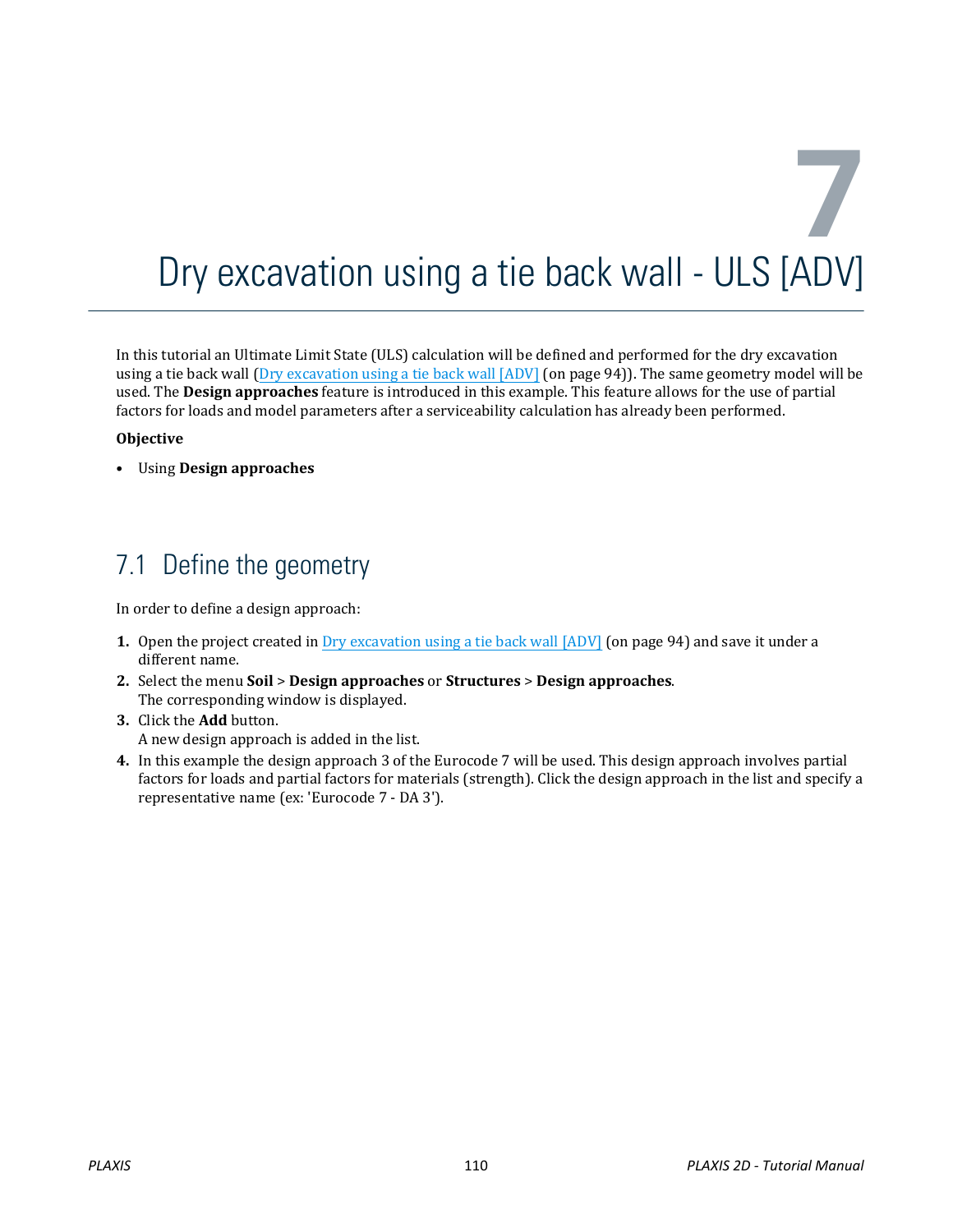# 7 Dry excavation using a tie back wall - ULS [ADV]

In this tutorial an Ultimate Limit State (ULS) calculation will be defined and performed for the dry excavation using a tie back wall (Dry excavation using a tie back wall [ADV] (on page 94)). The same geometry model will be used. The **Design approaches** feature is introduced in this example. This feature allows for the use of partial factors for loads and model parameters after a serviceability calculation has already been performed.

**Objective**

- Using **Design approaches**

## 7.1 Define the geometry

In order to define a design approach:

1. Open the project created in Dry excavation using a tie back wall [ADV] (on page 94) and save it under a different name.
2. Select the menu **Soil** > **Design approaches** or **Structures** > **Design approaches**.
   The corresponding window is displayed.
3. Click the **Add** button.
   A new design approach is added in the list.
4. In this example the design approach 3 of the Eurocode 7 will be used. This design approach involves partial factors for loads and partial factors for materials (strength). Click the design approach in the list and specify a representative name (ex: 'Eurocode 7 - DA 3').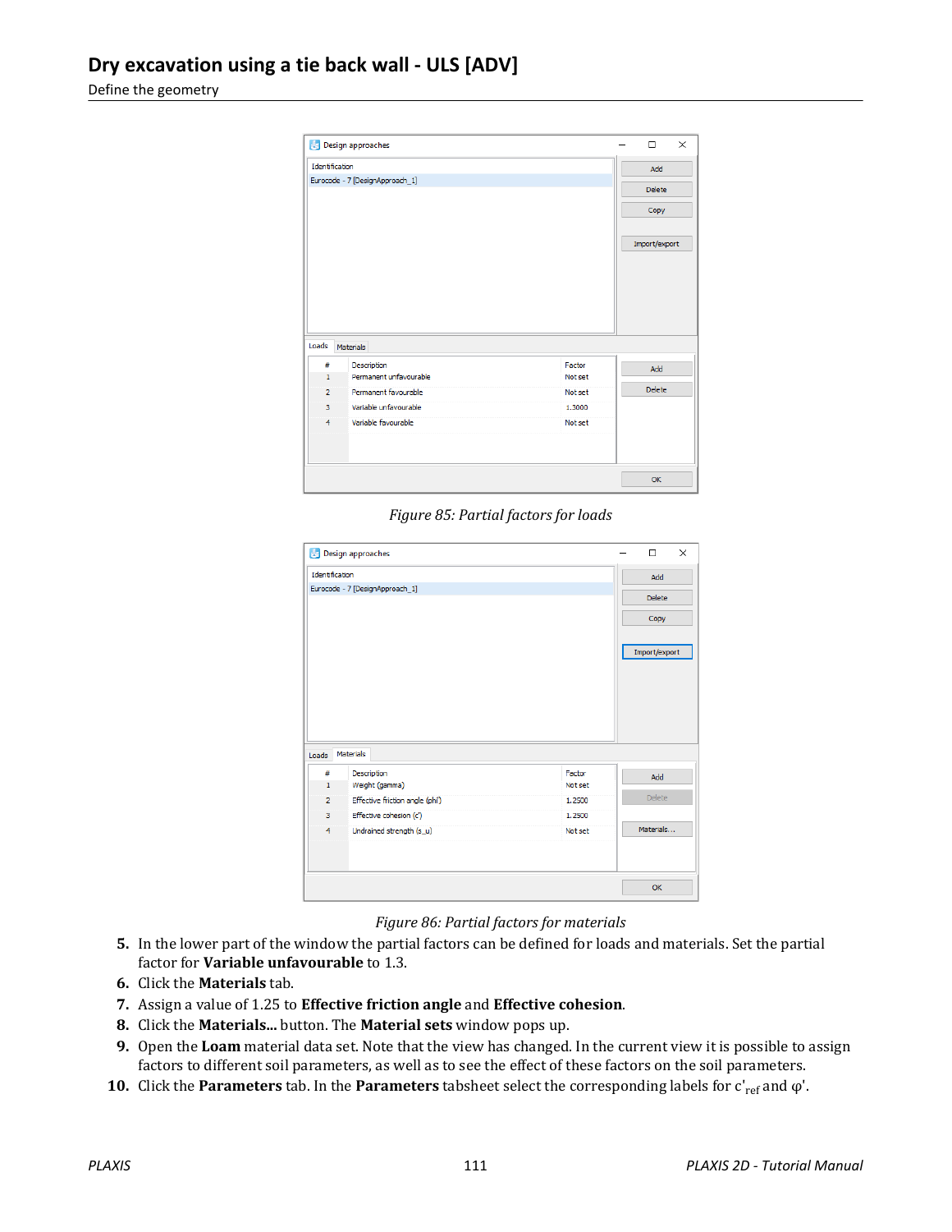Figure 85: Partial factors for loads

Figure 86: Partial factors for materials

5. In the lower part of the window the partial factors can be defined for loads and materials. Set the partial factor for **Variable unfavourable** to 1.3.
6. Click the **Materials** tab.
7. Assign a value of 1.25 to **Effective friction angle** and **Effective cohesion**.
8. Click the **Materials...** button. The **Material sets** window pops up.
9. Open the **Loam** material data set. Note that the view has changed. In the current view it is possible to assign factors to different soil parameters, as well as to see the effect of these factors on the soil parameters.
10. Click the **Parameters** tab. In the **Parameters** tabsheet select the corresponding labels for $c'_{ref}$ and $\varphi'$.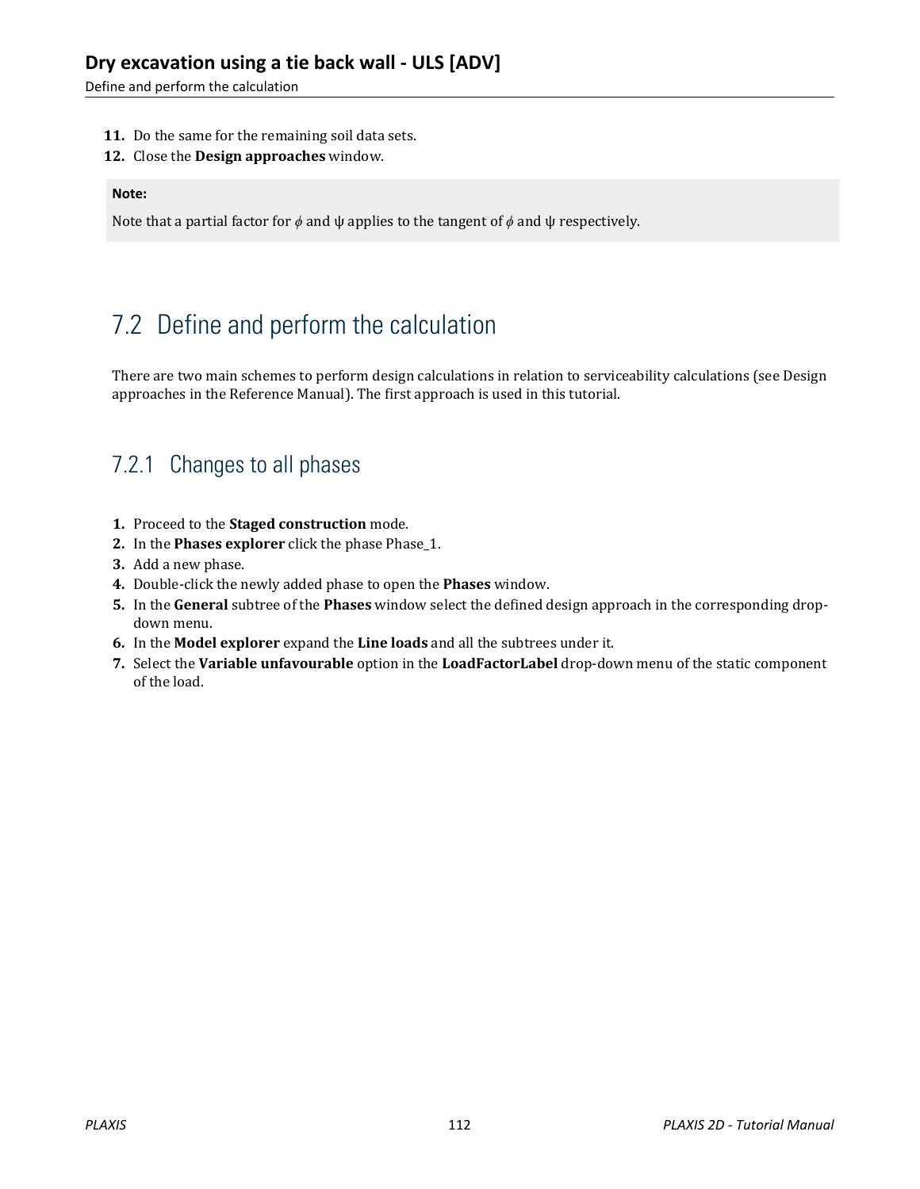11. Do the same for the remaining soil data sets.
12. Close the **Design approaches** window.

**Note:**

Note that a partial factor for $\phi$ and ψ applies to the tangent of $\phi$ and ψ respectively.

## 7.2 Define and perform the calculation

There are two main schemes to perform design calculations in relation to serviceability calculations (see Design approaches in the Reference Manual). The first approach is used in this tutorial.

### 7.2.1 Changes to all phases

1. Proceed to the **Staged construction** mode.
2. In the **Phases explorer** click the phase Phase_1.
3. Add a new phase.
4. Double-click the newly added phase to open the **Phases** window.
5. In the **General** subtree of the **Phases** window select the defined design approach in the corresponding drop-down menu.
6. In the **Model explorer** expand the **Line loads** and all the subtrees under it.
7. Select the **Variable unfavourable** option in the **LoadFactorLabel** drop-down menu of the static component of the load.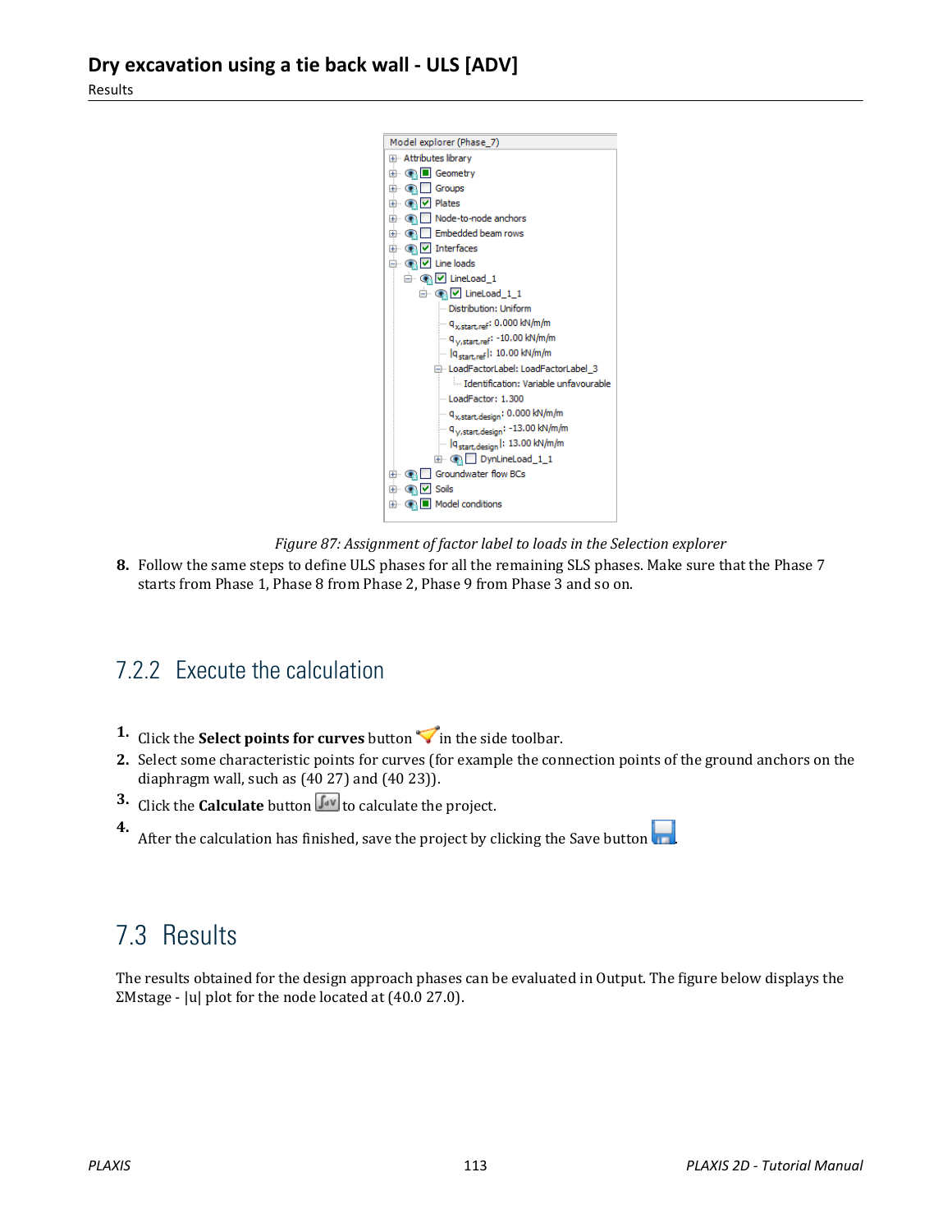Figure 87: *Assignment of factor label to loads in the Selection explorer*

8. Follow the same steps to define ULS phases for all the remaining SLS phases. Make sure that the Phase 7 starts from Phase 1, Phase 8 from Phase 2, Phase 9 from Phase 3 and so on.

## 7.2.2 Execute the calculation

1. Click the **Select points for curves** button in the side toolbar.
2. Select some characteristic points for curves (for example the connection points of the ground anchors on the diaphragm wall, such as (40 27) and (40 23)).
3. Click the **Calculate** button to calculate the project.
4. After the calculation has finished, save the project by clicking the Save button.

# 7.3 Results

The results obtained for the design approach phases can be evaluated in Output. The figure below displays the ΣMstage - |u| plot for the node located at (40.0 27.0).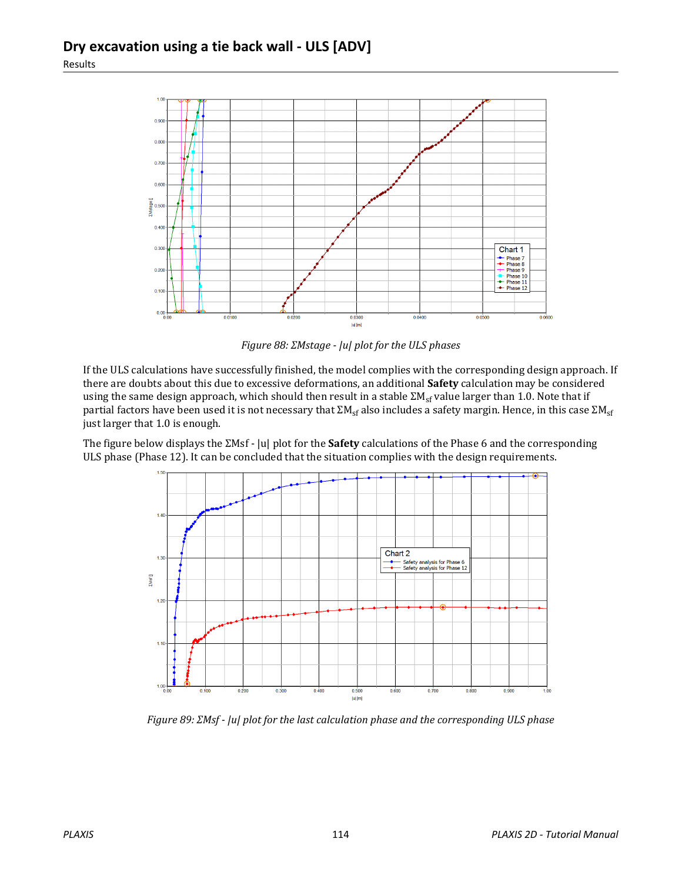1.00
0.900
0.800
0.700
0.600
0.500
0.400
0.300
0.200
0.100
0.00
ΣMstage []
0.00
0.0100
0.0200
0.0300
0.0400
0.0500
0.0600
|u| [m]
Chart 1
Phase 7
Phase 8
Phase 9
Phase 10
Phase 11
Phase 12

*Figure 88: ΣMstage - |u| plot for the ULS phases*

If the ULS calculations have successfully finished, the model complies with the corresponding design approach. If there are doubts about this due to excessive deformations, an additional **Safety** calculation may be considered using the same design approach, which should then result in a stable $\Sigma M_{sf}$ value larger than 1.0. Note that if partial factors have been used it is not necessary that $\Sigma M_{sf}$ also includes a safety margin. Hence, in this case $\Sigma M_{sf}$ just larger that 1.0 is enough.

The figure below displays the ΣMsf - |u| plot for the **Safety** calculations of the Phase 6 and the corresponding ULS phase (Phase 12). It can be concluded that the situation complies with the design requirements.

1.50
1.40
1.30
1.20
1.10
1.00
ΣMsf []
0.00
0.100
0.200
0.300
0.400
0.500
0.600
0.700
0.800
0.900
1.00
|u| [m]
Chart 2
Safety analysis for Phase 6
Safety analysis for Phase 12

*Figure 89: ΣMsf - |u| plot for the last calculation phase and the corresponding ULS phase*